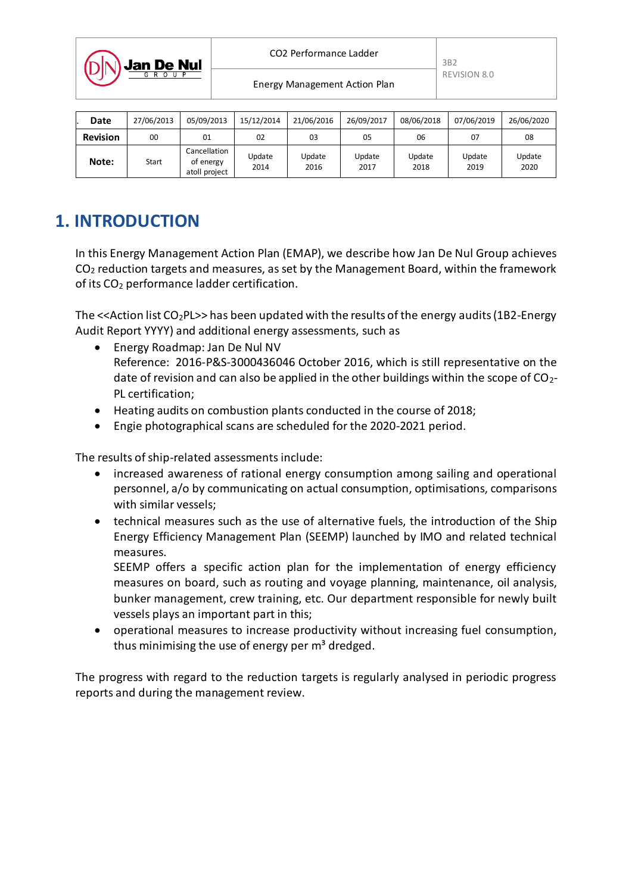| Jan De Nul GROUP | CO2 Performance Ladder | 3B2 REVISION 8.0 |
|---|---|---|
| | Energy Management Action Plan | |

| Date | 27/06/2013 | 05/09/2013 | 15/12/2014 | 21/06/2016 | 26/09/2017 | 08/06/2018 | 07/06/2019 | 26/06/2020 |
|---|---|---|---|---|---|---|---|---|
| Revision | 00 | 01 | 02 | 03 | 05 | 06 | 07 | 08 |
| Note: | Start | Cancellation of energy atoll project | Update 2014 | Update 2016 | Update 2017 | Update 2018 | Update 2019 | Update 2020 |

# 1. INTRODUCTION

In this Energy Management Action Plan (EMAP), we describe how Jan De Nul Group achieves $CO_2$ reduction targets and measures, as set by the Management Board, within the framework of its $CO_2$ performance ladder certification.

The <<Action list $CO_2$PL>> has been updated with the results of the energy audits (1B2-Energy Audit Report YYYY) and additional energy assessments, such as

- Energy Roadmap: Jan De Nul NV
  Reference: 2016-P&S-3000436046 October 2016, which is still representative on the date of revision and can also be applied in the other buildings within the scope of $CO_2$-PL certification;
- Heating audits on combustion plants conducted in the course of 2018;
- Engie photographical scans are scheduled for the 2020-2021 period.

The results of ship-related assessments include:

- increased awareness of rational energy consumption among sailing and operational personnel, a/o by communicating on actual consumption, optimisations, comparisons with similar vessels;
- technical measures such as the use of alternative fuels, the introduction of the Ship Energy Efficiency Management Plan (SEEMP) launched by IMO and related technical measures.
  SEEMP offers a specific action plan for the implementation of energy efficiency measures on board, such as routing and voyage planning, maintenance, oil analysis, bunker management, crew training, etc. Our department responsible for newly built vessels plays an important part in this;
- operational measures to increase productivity without increasing fuel consumption, thus minimising the use of energy per $m^3$ dredged.

The progress with regard to the reduction targets is regularly analysed in periodic progress reports and during the management review.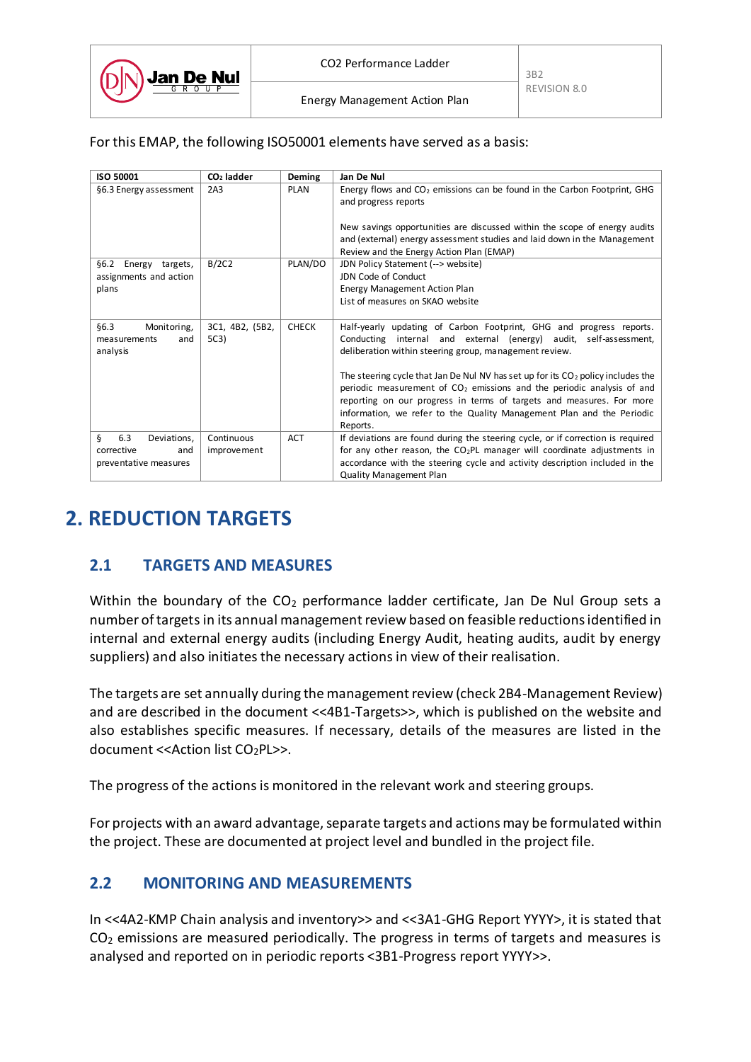For this EMAP, the following ISO50001 elements have served as a basis:

| ISO 50001 | $CO_2$ ladder | Deming | Jan De Nul |
|---|---|---|---|
| §6.3 Energy assessment | 2A3 | PLAN | Energy flows and $CO_2$ emissions can be found in the Carbon Footprint, GHG and progress reports<br><br>New savings opportunities are discussed within the scope of energy audits and (external) energy assessment studies and laid down in the Management Review and the Energy Action Plan (EMAP) |
| §6.2 Energy targets, assignments and action plans | B/2C2 | PLAN/DO | JDN Policy Statement (--> website)<br>JDN Code of Conduct<br>Energy Management Action Plan<br>List of measures on SKAO website |
| §6.3 Monitoring, measurements and analysis | 3C1, 4B2, (5B2, 5C3) | CHECK | Half-yearly updating of Carbon Footprint, GHG and progress reports. Conducting internal and external (energy) audit, self-assessment, deliberation within steering group, management review.<br><br>The steering cycle that Jan De Nul NV has set up for its $CO_2$ policy includes the periodic measurement of $CO_2$ emissions and the periodic analysis of and reporting on our progress in terms of targets and measures. For more information, we refer to the Quality Management Plan and the Periodic Reports. |
| § 6.3 Deviations, corrective and preventative measures | Continuous improvement | ACT | If deviations are found during the steering cycle, or if correction is required for any other reason, the $CO_2$PL manager will coordinate adjustments in accordance with the steering cycle and activity description included in the Quality Management Plan |

# 2. REDUCTION TARGETS

## 2.1 TARGETS AND MEASURES

Within the boundary of the $CO_2$ performance ladder certificate, Jan De Nul Group sets a number of targets in its annual management review based on feasible reductions identified in internal and external energy audits (including Energy Audit, heating audits, audit by energy suppliers) and also initiates the necessary actions in view of their realisation.

The targets are set annually during the management review (check 2B4-Management Review) and are described in the document <<4B1-Targets>>, which is published on the website and also establishes specific measures. If necessary, details of the measures are listed in the document <<Action list $CO_2$PL>>.

The progress of the actions is monitored in the relevant work and steering groups.

For projects with an award advantage, separate targets and actions may be formulated within the project. These are documented at project level and bundled in the project file.

## 2.2 MONITORING AND MEASUREMENTS

In <<4A2-KMP Chain analysis and inventory>> and <<3A1-GHG Report YYYY>, it is stated that $CO_2$ emissions are measured periodically. The progress in terms of targets and measures is analysed and reported on in periodic reports <3B1-Progress report YYYY>>.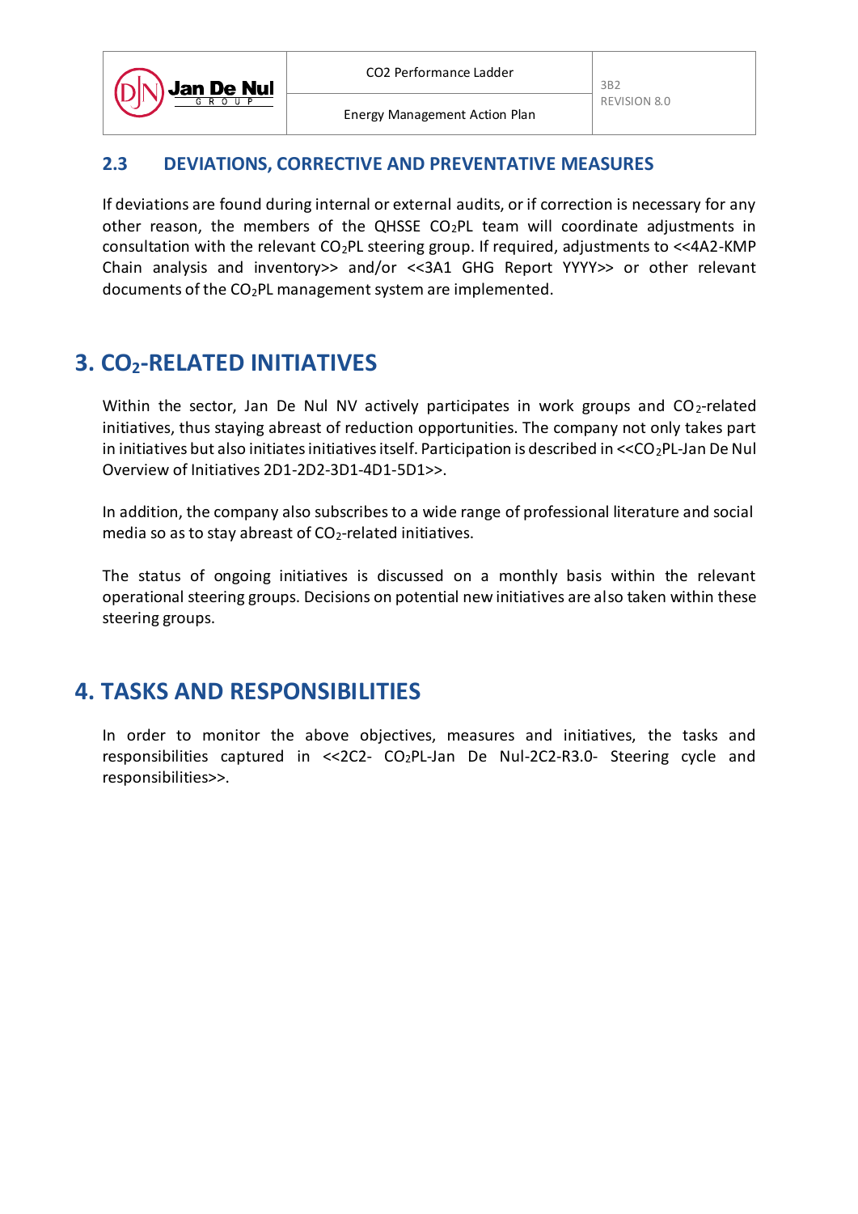### 2.3 DEVIATIONS, CORRECTIVE AND PREVENTATIVE MEASURES

If deviations are found during internal or external audits, or if correction is necessary for any other reason, the members of the QHSSE $CO_2$PL team will coordinate adjustments in consultation with the relevant $CO_2$PL steering group. If required, adjustments to <<4A2-KMP Chain analysis and inventory>> and/or <<3A1 GHG Report YYYY>> or other relevant documents of the $CO_2$PL management system are implemented.

# 3. $CO_2$-RELATED INITIATIVES

Within the sector, Jan De Nul NV actively participates in work groups and $CO_2$-related initiatives, thus staying abreast of reduction opportunities. The company not only takes part in initiatives but also initiates initiatives itself. Participation is described in <<$CO_2$PL-Jan De Nul Overview of Initiatives 2D1-2D2-3D1-4D1-5D1>>.

In addition, the company also subscribes to a wide range of professional literature and social media so as to stay abreast of $CO_2$-related initiatives.

The status of ongoing initiatives is discussed on a monthly basis within the relevant operational steering groups. Decisions on potential new initiatives are also taken within these steering groups.

# 4. TASKS AND RESPONSIBILITIES

In order to monitor the above objectives, measures and initiatives, the tasks and responsibilities captured in <<2C2- $CO_2$PL-Jan De Nul-2C2-R3.0- Steering cycle and responsibilities>>.